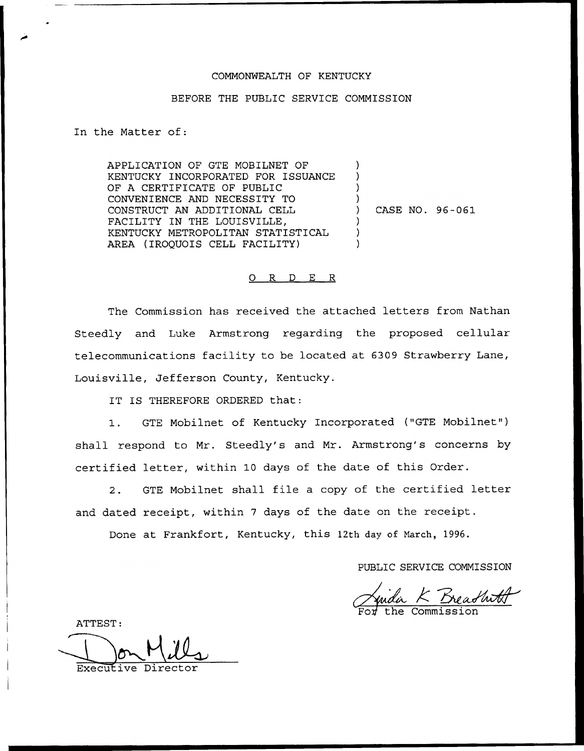COMMONWEALTH OF KENTUCKY

BEFORE THE PUBLIC SERVICE COMMISSION

In the Matter of:

| | | |
|---|---|---|
| APPLICATION OF GTE MOBILNET OF KENTUCKY INCORPORATED FOR ISSUANCE OF A CERTIFICATE OF PUBLIC CONVENIENCE AND NECESSITY TO CONSTRUCT AN ADDITIONAL CELL FACILITY IN THE LOUISVILLE, KENTUCKY METROPOLITAN STATISTICAL AREA (IROQUOIS CELL FACILITY) | ) | CASE NO. 96-061 |

## O R D E R

The Commission has received the attached letters from Nathan Steedly and Luke Armstrong regarding the proposed cellular telecommunications facility to be located at 6309 Strawberry Lane, Louisville, Jefferson County, Kentucky.

IT IS THEREFORE ORDERED that:

1. GTE Mobilnet of Kentucky Incorporated ("GTE Mobilnet") shall respond to Mr. Steedly's and Mr. Armstrong's concerns by certified letter, within 10 days of the date of this Order.

2. GTE Mobilnet shall file a copy of the certified letter and dated receipt, within 7 days of the date on the receipt.

Done at Frankfort, Kentucky, this 12th day of March, 1996.

PUBLIC SERVICE COMMISSION

Linda K Breathitt
For the Commission

ATTEST:

Don Mills
Executive Director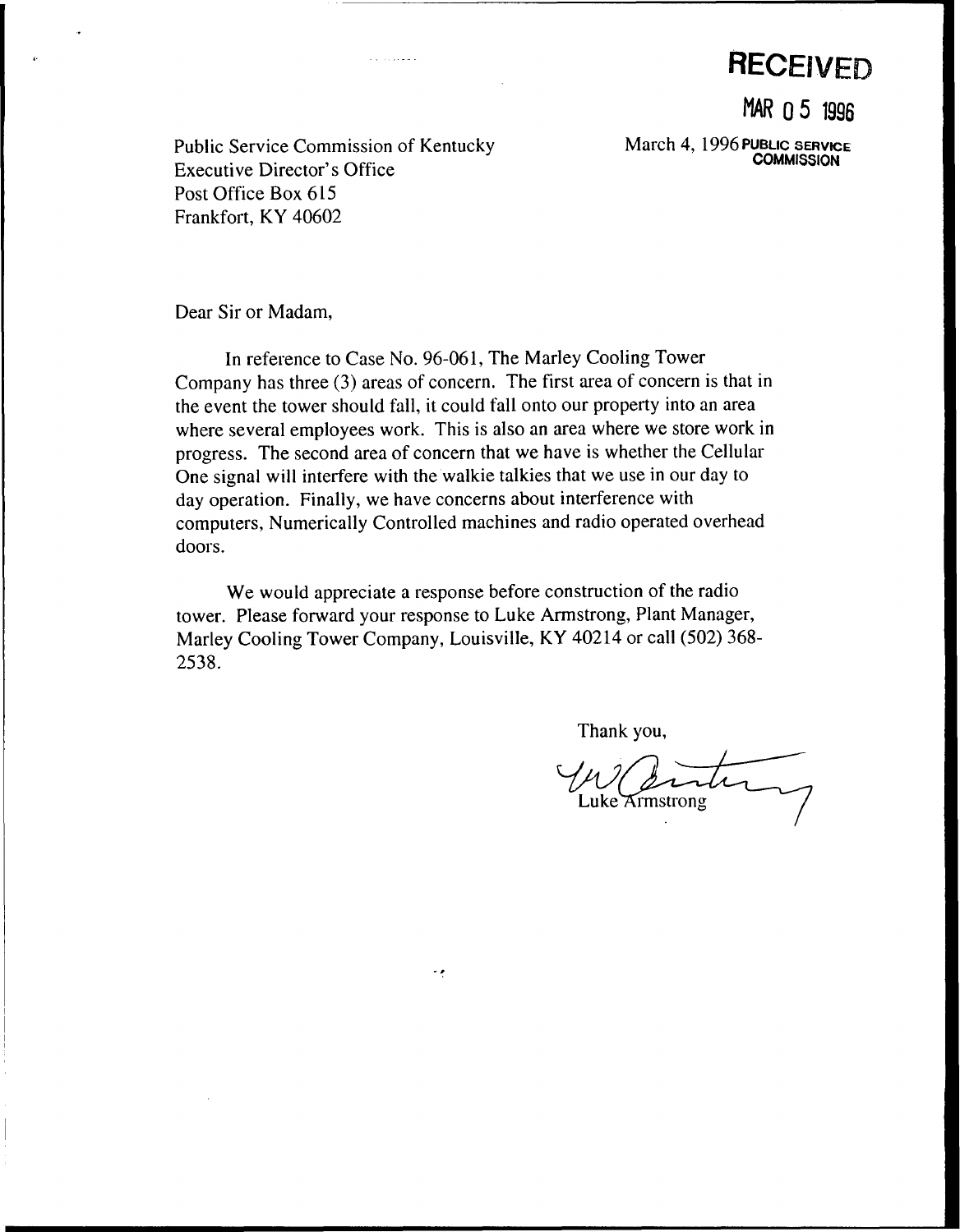RECEIVED

MAR 05 1996

PUBLIC SERVICE COMMISSION

March 4, 1996

Public Service Commission of Kentucky
Executive Director's Office
Post Office Box 615
Frankfort, KY 40602

Dear Sir or Madam,

In reference to Case No. 96-061, The Marley Cooling Tower Company has three (3) areas of concern. The first area of concern is that in the event the tower should fall, it could fall onto our property into an area where several employees work. This is also an area where we store work in progress. The second area of concern that we have is whether the Cellular One signal will interfere with the walkie talkies that we use in our day to day operation. Finally, we have concerns about interference with computers, Numerically Controlled machines and radio operated overhead doors.

We would appreciate a response before construction of the radio tower. Please forward your response to Luke Armstrong, Plant Manager, Marley Cooling Tower Company, Louisville, KY 40214 or call (502) 368-2538.

Thank you,

Luke Armstrong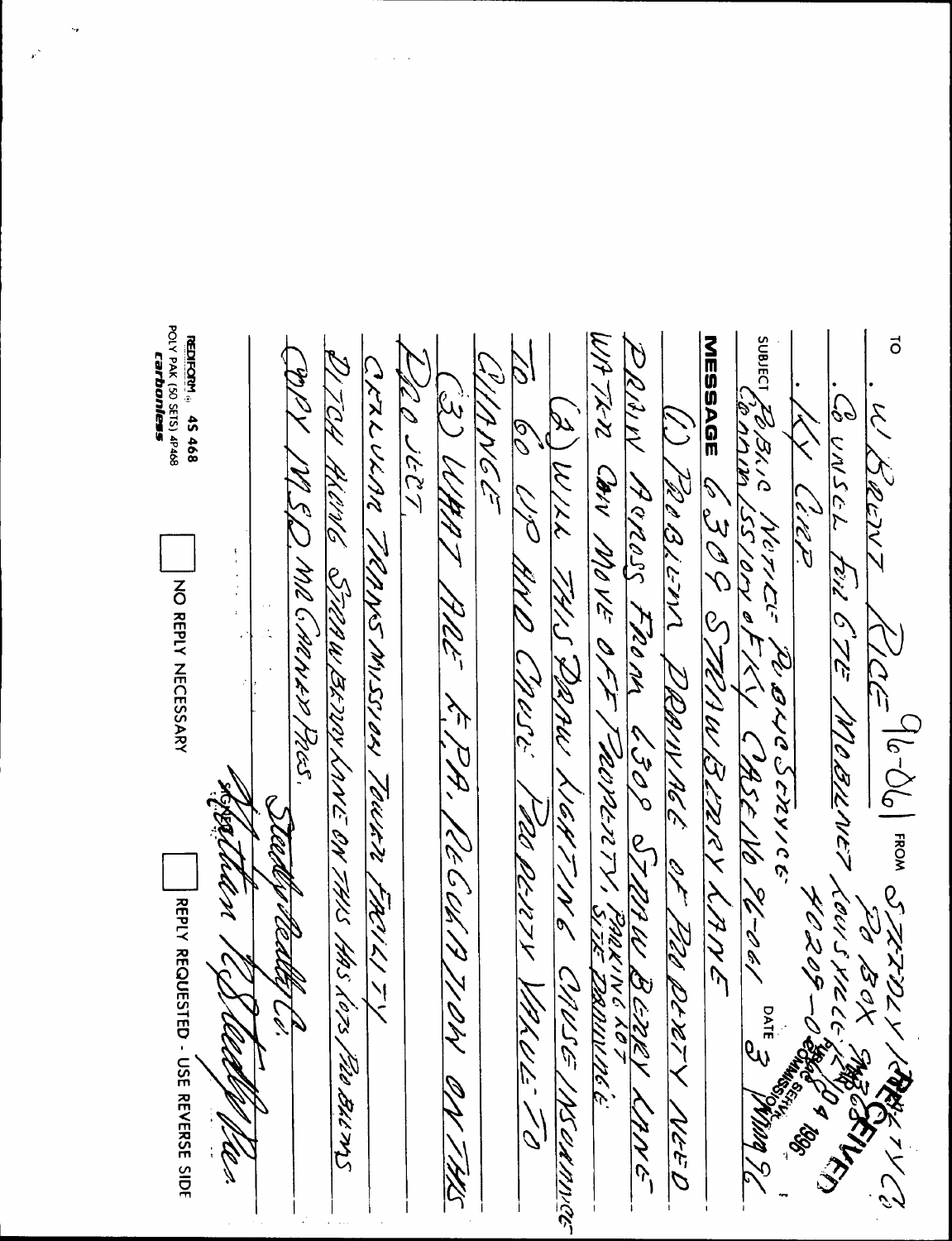TO . W Brent Rice 96-061 FROM Steadly Realty Co
. Counsel for GTE Mobilnet PO Box 38
. Ky Corp. Louisville, Ky
40209-0

RECEIVED
MAR 04 1996
PUBLIC SERVICE COMMISSION

SUBJECT Public Notice Public Service Commission of Ky Case No 96-061 DATE 3 Mar 96

**MESSAGE** 6309 Strawberry Lane

(1) Problem Drainage of property need drain across from 6309 Strawberry Lane water can move off property. Parking lot site draining.

(2) Will this drain lighting cause insurance to go up and cause property value to change

(3) What are E.P.A. Regulation on this project.

Cellular Transmission Tower Facility

Ditch along Strawberry Lane on this has lots problems

Copy MSD McGreary Pres.

Steadly Realty Co.

Nathan R Steadly Pres.

REDIFORM 45 468
POLY PAK (50 SETS) 4P468
carbonless

☐ NO REPLY NECESSARY ☐ REPLY REQUESTED - USE REVERSE SIDE